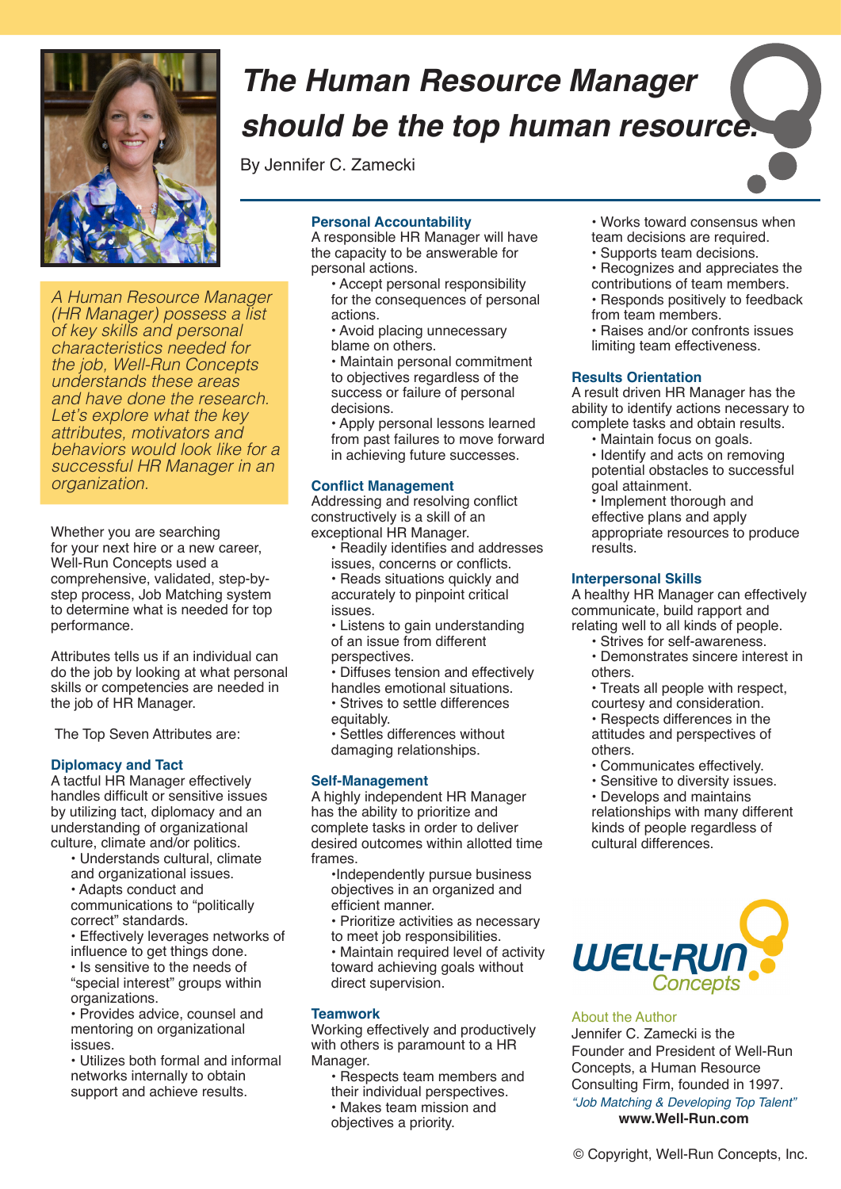# The Human Resource Manager should be the top human resource.

By Jennifer C. Zamecki

*A Human Resource Manager (HR Manager) possess a list of key skills and personal characteristics needed for the job, Well-Run Concepts understands these areas and have done the research. Let's explore what the key attributes, motivators and behaviors would look like for a successful HR Manager in an organization.*

Whether you are searching for your next hire or a new career, Well-Run Concepts used a comprehensive, validated, step-by-step process, Job Matching system to determine what is needed for top performance.

Attributes tells us if an individual can do the job by looking at what personal skills or competencies are needed in the job of HR Manager.

The Top Seven Attributes are:

### Diplomacy and Tact

A tactful HR Manager effectively handles difficult or sensitive issues by utilizing tact, diplomacy and an understanding of organizational culture, climate and/or politics.

- Understands cultural, climate and organizational issues.
- Adapts conduct and communications to "politically correct" standards.
- Effectively leverages networks of influence to get things done.
- Is sensitive to the needs of "special interest" groups within organizations.
- Provides advice, counsel and mentoring on organizational issues.
- Utilizes both formal and informal networks internally to obtain support and achieve results.

### Personal Accountability

A responsible HR Manager will have the capacity to be answerable for personal actions.

- Accept personal responsibility for the consequences of personal actions.
- Avoid placing unnecessary blame on others.
- Maintain personal commitment to objectives regardless of the success or failure of personal decisions.
- Apply personal lessons learned from past failures to move forward in achieving future successes.

### Conflict Management

Addressing and resolving conflict constructively is a skill of an exceptional HR Manager.

- Readily identifies and addresses issues, concerns or conflicts.
- Reads situations quickly and accurately to pinpoint critical issues.
- Listens to gain understanding of an issue from different perspectives.
- Diffuses tension and effectively handles emotional situations.
- Strives to settle differences equitably.
- Settles differences without damaging relationships.

### Self-Management

A highly independent HR Manager has the ability to prioritize and complete tasks in order to deliver desired outcomes within allotted time frames.

- Independently pursue business objectives in an organized and efficient manner.
- Prioritize activities as necessary to meet job responsibilities.
- Maintain required level of activity toward achieving goals without direct supervision.

### Teamwork

Working effectively and productively with others is paramount to a HR Manager.

- Respects team members and their individual perspectives.
- Makes team mission and objectives a priority.
- Works toward consensus when team decisions are required.
- Supports team decisions.
- Recognizes and appreciates the contributions of team members.
- Responds positively to feedback from team members.
- Raises and/or confronts issues limiting team effectiveness.

### Results Orientation

A result driven HR Manager has the ability to identify actions necessary to complete tasks and obtain results.

- Maintain focus on goals.
- Identify and acts on removing potential obstacles to successful goal attainment.
- Implement thorough and effective plans and apply appropriate resources to produce results.

### Interpersonal Skills

A healthy HR Manager can effectively communicate, build rapport and relating well to all kinds of people.

- Strives for self-awareness.
- Demonstrates sincere interest in others.
- Treats all people with respect, courtesy and consideration.
- Respects differences in the attitudes and perspectives of others.
- Communicates effectively.
- Sensitive to diversity issues.
- Develops and maintains relationships with many different kinds of people regardless of cultural differences.

WELL-RUN Concepts

About the Author

Jennifer C. Zamecki is the Founder and President of Well-Run Concepts, a Human Resource Consulting Firm, founded in 1997.

*"Job Matching & Developing Top Talent"*

**www.Well-Run.com**

© Copyright, Well-Run Concepts, Inc.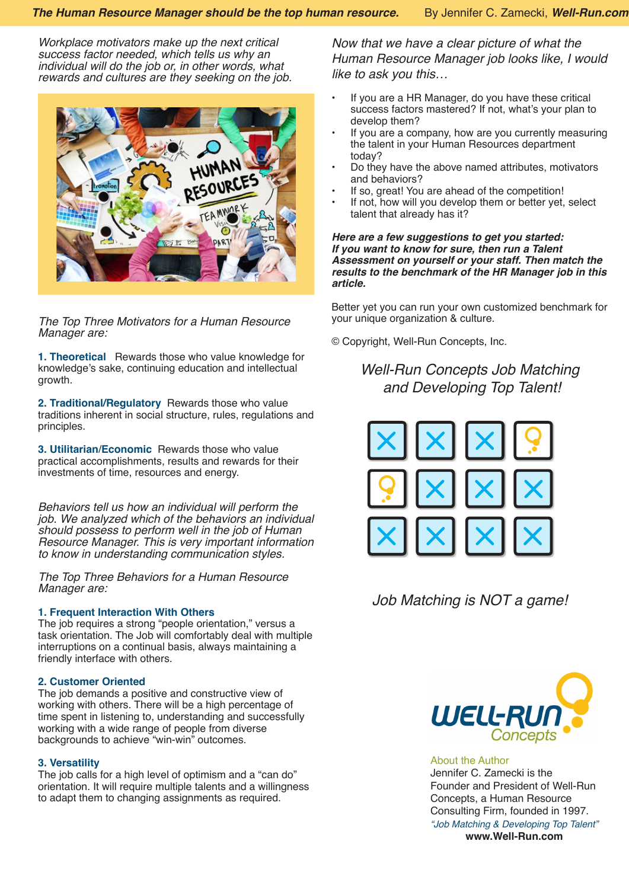Workplace motivators make up the next critical success factor needed, which tells us why an individual will do the job or, in other words, what rewards and cultures are they seeking on the job.

*The Top Three Motivators for a Human Resource Manager are:*

**1. Theoretical** Rewards those who value knowledge for knowledge's sake, continuing education and intellectual growth.

**2. Traditional/Regulatory** Rewards those who value traditions inherent in social structure, rules, regulations and principles.

**3. Utilitarian/Economic** Rewards those who value practical accomplishments, results and rewards for their investments of time, resources and energy.

*Behaviors tell us how an individual will perform the job. We analyzed which of the behaviors an individual should possess to perform well in the job of Human Resource Manager. This is very important information to know in understanding communication styles.*

*The Top Three Behaviors for a Human Resource Manager are:*

**1. Frequent Interaction With Others**
The job requires a strong "people orientation," versus a task orientation. The Job will comfortably deal with multiple interruptions on a continual basis, always maintaining a friendly interface with others.

**2. Customer Oriented**
The job demands a positive and constructive view of working with others. There will be a high percentage of time spent in listening to, understanding and successfully working with a wide range of people from diverse backgrounds to achieve "win-win" outcomes.

**3. Versatility**
The job calls for a high level of optimism and a "can do" orientation. It will require multiple talents and a willingness to adapt them to changing assignments as required.

*Now that we have a clear picture of what the Human Resource Manager job looks like, I would like to ask you this…*

- If you are a HR Manager, do you have these critical success factors mastered? If not, what's your plan to develop them?
- If you are a company, how are you currently measuring the talent in your Human Resources department today?
- Do they have the above named attributes, motivators and behaviors?
- If so, great! You are ahead of the competition!
- If not, how will you develop them or better yet, select talent that already has it?

***Here are a few suggestions to get you started: If you want to know for sure, then run a Talent Assessment on yourself or your staff. Then match the results to the benchmark of the HR Manager job in this article.***

Better yet you can run your own customized benchmark for your unique organization & culture.

© Copyright, Well-Run Concepts, Inc.

*Well-Run Concepts Job Matching and Developing Top Talent!*

*Job Matching is NOT a game!*

WELL-RUN Concepts

About the Author
Jennifer C. Zamecki is the Founder and President of Well-Run Concepts, a Human Resource Consulting Firm, founded in 1997.
*"Job Matching & Developing Top Talent"*
**www.Well-Run.com**